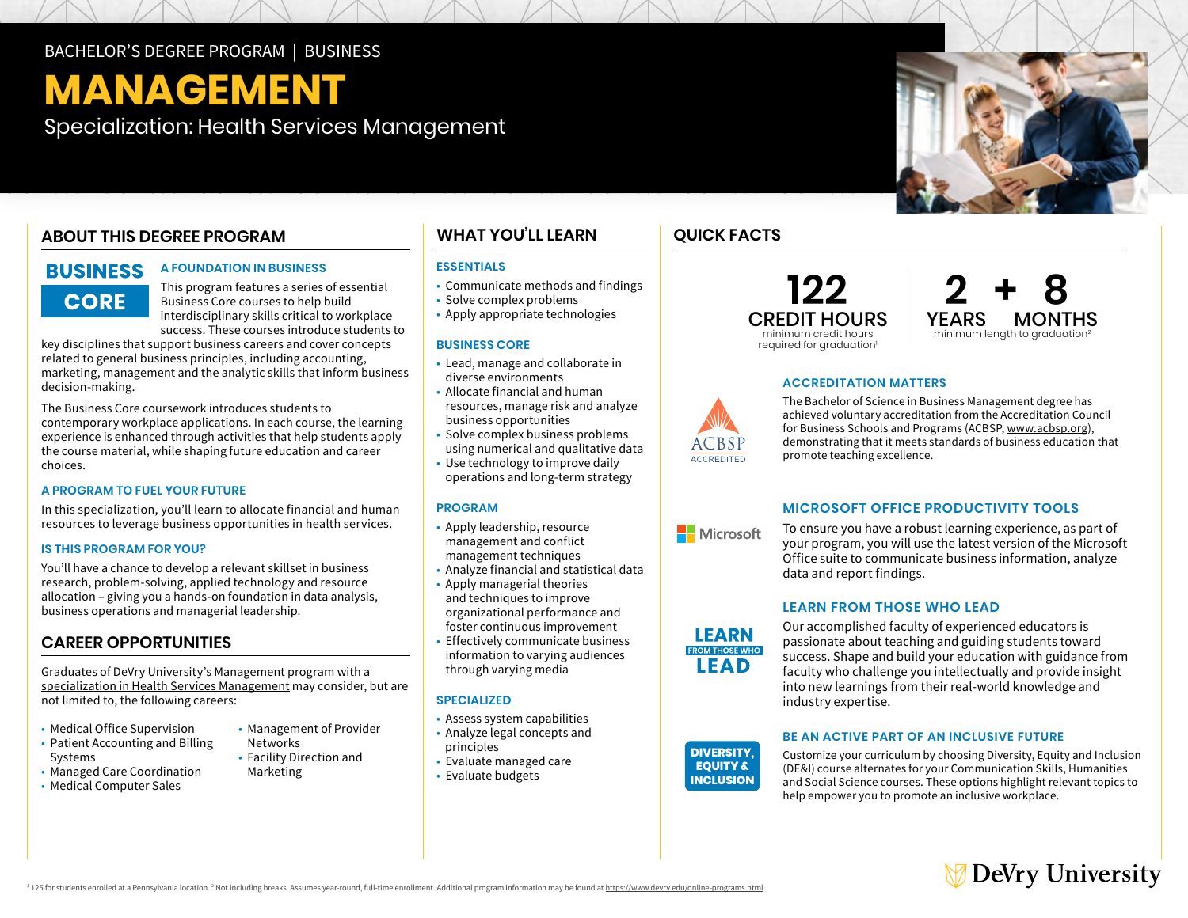BACHELOR'S DEGREE PROGRAM | BUSINESS

# MANAGEMENT

Specialization: Health Services Management

## ABOUT THIS DEGREE PROGRAM

BUSINESS CORE

### A FOUNDATION IN BUSINESS

This program features a series of essential Business Core courses to help build interdisciplinary skills critical to workplace success. These courses introduce students to key disciplines that support business careers and cover concepts related to general business principles, including accounting, marketing, management and the analytic skills that inform business decision-making.

The Business Core coursework introduces students to contemporary workplace applications. In each course, the learning experience is enhanced through activities that help students apply the course material, while shaping future education and career choices.

### A PROGRAM TO FUEL YOUR FUTURE

In this specialization, you'll learn to allocate financial and human resources to leverage business opportunities in health services.

### IS THIS PROGRAM FOR YOU?

You'll have a chance to develop a relevant skillset in business research, problem-solving, applied technology and resource allocation – giving you a hands-on foundation in data analysis, business operations and managerial leadership.

## CAREER OPPORTUNITIES

Graduates of DeVry University's Management program with a specialization in Health Services Management may consider, but are not limited to, the following careers:

- Medical Office Supervision
- Patient Accounting and Billing Systems
- Managed Care Coordination
- Medical Computer Sales
- Management of Provider Networks
- Facility Direction and Marketing

## WHAT YOU'LL LEARN

### ESSENTIALS

- Communicate methods and findings
- Solve complex problems
- Apply appropriate technologies

### BUSINESS CORE

- Lead, manage and collaborate in diverse environments
- Allocate financial and human resources, manage risk and analyze business opportunities
- Solve complex business problems using numerical and qualitative data
- Use technology to improve daily operations and long-term strategy

### PROGRAM

- Apply leadership, resource management and conflict management techniques
- Analyze financial and statistical data
- Apply managerial theories and techniques to improve organizational performance and foster continuous improvement
- Effectively communicate business information to varying audiences through varying media

### SPECIALIZED

- Assess system capabilities
- Analyze legal concepts and principles
- Evaluate managed care
- Evaluate budgets

## QUICK FACTS

**122** CREDIT HOURS
minimum credit hours required for graduation[1]

**2** YEARS **+ 8** MONTHS
minimum length to graduation[2]

### ACCREDITATION MATTERS

ACBSP ACCREDITED

The Bachelor of Science in Business Management degree has achieved voluntary accreditation from the Accreditation Council for Business Schools and Programs (ACBSP, www.acbsp.org), demonstrating that it meets standards of business education that promote teaching excellence.

### MICROSOFT OFFICE PRODUCTIVITY TOOLS

Microsoft

To ensure you have a robust learning experience, as part of your program, you will use the latest version of the Microsoft Office suite to communicate business information, analyze data and report findings.

### LEARN FROM THOSE WHO LEAD

Our accomplished faculty of experienced educators is passionate about teaching and guiding students toward success. Shape and build your education with guidance from faculty who challenge you intellectually and provide insight into new learnings from their real-world knowledge and industry expertise.

### BE AN ACTIVE PART OF AN INCLUSIVE FUTURE

DIVERSITY, EQUITY & INCLUSION

Customize your curriculum by choosing Diversity, Equity and Inclusion (DE&I) course alternates for your Communication Skills, Humanities and Social Science courses. These options highlight relevant topics to help empower you to promote an inclusive workplace.

[1] 125 for students enrolled at a Pennsylvania location. [2] Not including breaks. Assumes year-round, full-time enrollment. Additional program information may be found at https://www.devry.edu/online-programs.html.

DeVry University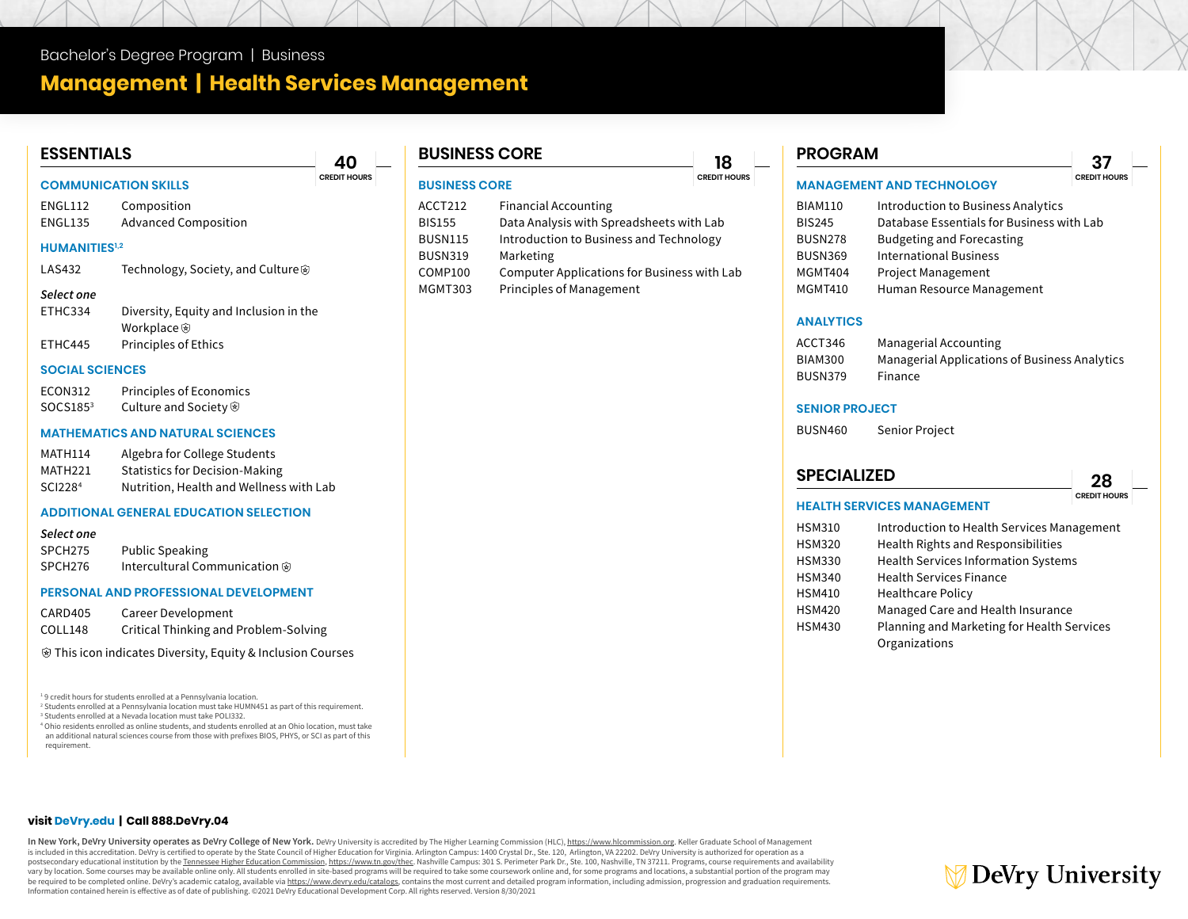Bachelor's Degree Program | Business

# Management | Health Services Management

## ESSENTIALS

**40** CREDIT HOURS

### COMMUNICATION SKILLS

| | |
|---|---|
| ENGL112 | Composition |
| ENGL135 | Advanced Composition |

### HUMANITIES[1,2]

| | |
|---|---|
| LAS432 | Technology, Society, and Culture ㊅ |

*Select one*

| | |
|---|---|
| ETHC334 | Diversity, Equity and Inclusion in the Workplace ㊅ |
| ETHC445 | Principles of Ethics |

### SOCIAL SCIENCES

| | |
|---|---|
| ECON312 | Principles of Economics |
| SOCS185[3] | Culture and Society ㊅ |

### MATHEMATICS AND NATURAL SCIENCES

| | |
|---|---|
| MATH114 | Algebra for College Students |
| MATH221 | Statistics for Decision-Making |
| SCI228[4] | Nutrition, Health and Wellness with Lab |

### ADDITIONAL GENERAL EDUCATION SELECTION

*Select one*

| | |
|---|---|
| SPCH275 | Public Speaking |
| SPCH276 | Intercultural Communication ㊅ |

### PERSONAL AND PROFESSIONAL DEVELOPMENT

| | |
|---|---|
| CARD405 | Career Development |
| COLL148 | Critical Thinking and Problem-Solving |

㊅ This icon indicates Diversity, Equity & Inclusion Courses

[1] 9 credit hours for students enrolled at a Pennsylvania location.
[2] Students enrolled at a Pennsylvania location must take HUMN451 as part of this requirement.
[3] Students enrolled at a Nevada location must take POLI332.
[4] Ohio residents enrolled as online students, and students enrolled at an Ohio location, must take an additional natural sciences course from those with prefixes BIOS, PHYS, or SCI as part of this requirement.

## BUSINESS CORE

**18** CREDIT HOURS

### BUSINESS CORE

| | |
|---|---|
| ACCT212 | Financial Accounting |
| BIS155 | Data Analysis with Spreadsheets with Lab |
| BUSN115 | Introduction to Business and Technology |
| BUSN319 | Marketing |
| COMP100 | Computer Applications for Business with Lab |
| MGMT303 | Principles of Management |

## PROGRAM

**37** CREDIT HOURS

### MANAGEMENT AND TECHNOLOGY

| | |
|---|---|
| BIAM110 | Introduction to Business Analytics |
| BIS245 | Database Essentials for Business with Lab |
| BUSN278 | Budgeting and Forecasting |
| BUSN369 | International Business |
| MGMT404 | Project Management |
| MGMT410 | Human Resource Management |

### ANALYTICS

| | |
|---|---|
| ACCT346 | Managerial Accounting |
| BIAM300 | Managerial Applications of Business Analytics |
| BUSN379 | Finance |

### SENIOR PROJECT

| | |
|---|---|
| BUSN460 | Senior Project |

## SPECIALIZED

**28** CREDIT HOURS

### HEALTH SERVICES MANAGEMENT

| | |
|---|---|
| HSM310 | Introduction to Health Services Management |
| HSM320 | Health Rights and Responsibilities |
| HSM330 | Health Services Information Systems |
| HSM340 | Health Services Finance |
| HSM410 | Healthcare Policy |
| HSM420 | Managed Care and Health Insurance |
| HSM430 | Planning and Marketing for Health Services Organizations |

**visit DeVry.edu | Call 888.DeVry.04**

**In New York, DeVry University operates as DeVry College of New York.** DeVry University is accredited by The Higher Learning Commission (HLC), https://www.hlcommission.org. Keller Graduate School of Management is included in this accreditation. DeVry is certified to operate by the State Council of Higher Education for Virginia. Arlington Campus: 1400 Crystal Dr., Ste. 120, Arlington, VA 22202. DeVry University is authorized for operation as a postsecondary educational institution by the Tennessee Higher Education Commission, https://www.tn.gov/thec. Nashville Campus: 301 S. Perimeter Park Dr., Ste. 100, Nashville, TN 37211. Programs, course requirements and availability vary by location. Some courses may be available online only. All students enrolled in site-based programs will be required to take some coursework online and, for some programs and locations, a substantial portion of the program may be required to be completed online. DeVry's academic catalog, available via https://www.devry.edu/catalogs, contains the most current and detailed program information, including admission, progression and graduation requirements. Information contained herein is effective as of date of publishing. ©2021 DeVry Educational Development Corp. All rights reserved. Version 8/30/2021

DeVry University